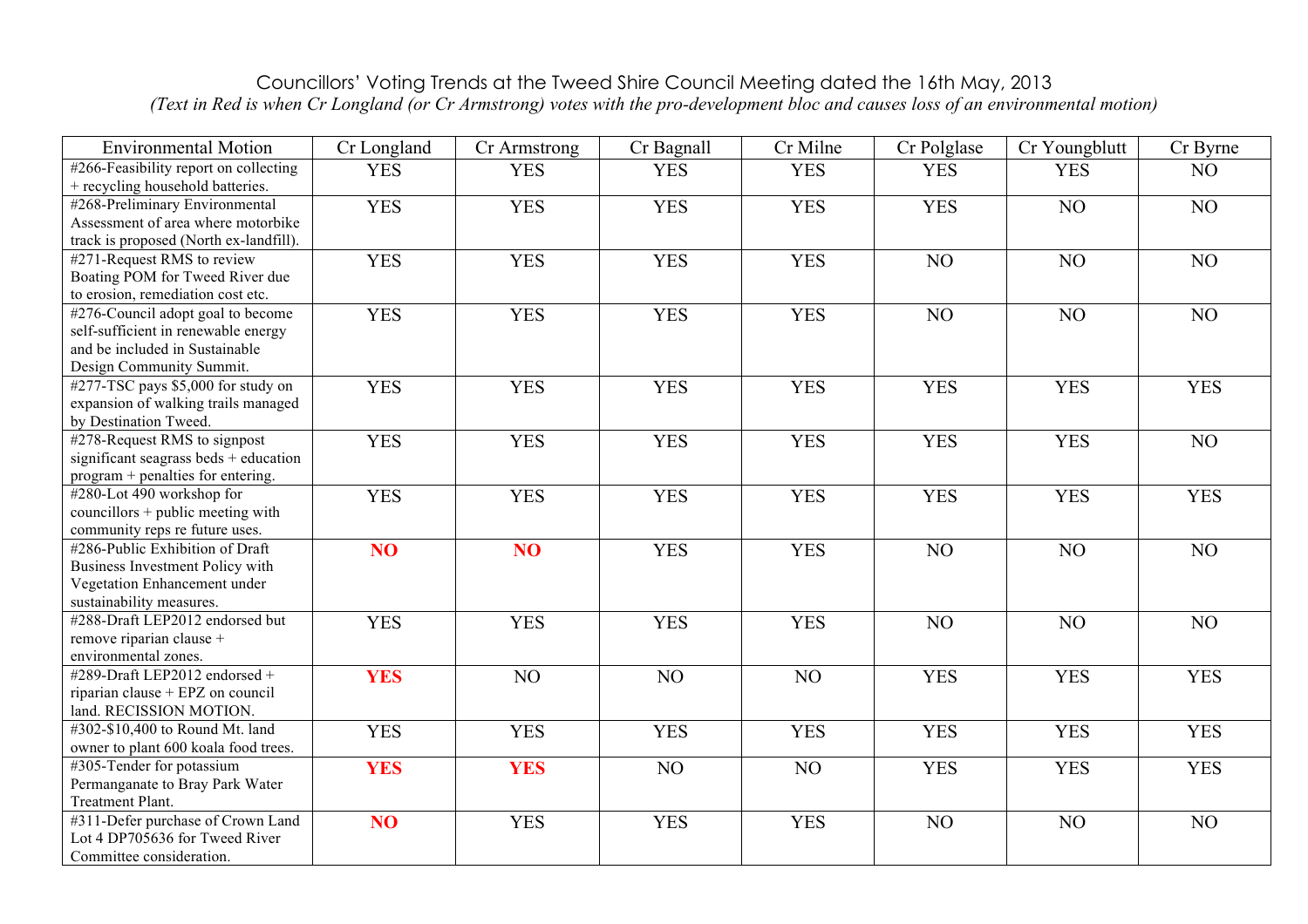Councillors' Voting Trends at the Tweed Shire Council Meeting dated the 16th May, 2013

*(Text in Red is when Cr Longland (or Cr Armstrong) votes with the pro-development bloc and causes loss of an environmental motion)*

| Environmental Motion | Cr Longland | Cr Armstrong | Cr Bagnall | Cr Milne | Cr Polglase | Cr Youngblutt | Cr Byrne |
|---|---|---|---|---|---|---|---|
| #266-Feasibility report on collecting + recycling household batteries. | YES | YES | YES | YES | YES | YES | NO |
| #268-Preliminary Environmental Assessment of area where motorbike track is proposed (North ex-landfill). | YES | YES | YES | YES | YES | NO | NO |
| #271-Request RMS to review Boating POM for Tweed River due to erosion, remediation cost etc. | YES | YES | YES | YES | NO | NO | NO |
| #276-Council adopt goal to become self-sufficient in renewable energy and be included in Sustainable Design Community Summit. | YES | YES | YES | YES | NO | NO | NO |
| #277-TSC pays $5,000 for study on expansion of walking trails managed by Destination Tweed. | YES | YES | YES | YES | YES | YES | YES |
| #278-Request RMS to signpost significant seagrass beds + education program + penalties for entering. | YES | YES | YES | YES | YES | YES | NO |
| #280-Lot 490 workshop for councillors + public meeting with community reps re future uses. | YES | YES | YES | YES | YES | YES | YES |
| #286-Public Exhibition of Draft Business Investment Policy with Vegetation Enhancement under sustainability measures. | **NO** | **NO** | YES | YES | NO | NO | NO |
| #288-Draft LEP2012 endorsed but remove riparian clause + environmental zones. | YES | YES | YES | YES | NO | NO | NO |
| #289-Draft LEP2012 endorsed + riparian clause + EPZ on council land. RECISSION MOTION. | **YES** | NO | NO | NO | YES | YES | YES |
| #302-$10,400 to Round Mt. land owner to plant 600 koala food trees. | YES | YES | YES | YES | YES | YES | YES |
| #305-Tender for potassium Permanganate to Bray Park Water Treatment Plant. | **YES** | **YES** | NO | NO | YES | YES | YES |
| #311-Defer purchase of Crown Land Lot 4 DP705636 for Tweed River Committee consideration. | **NO** | YES | YES | YES | NO | NO | NO |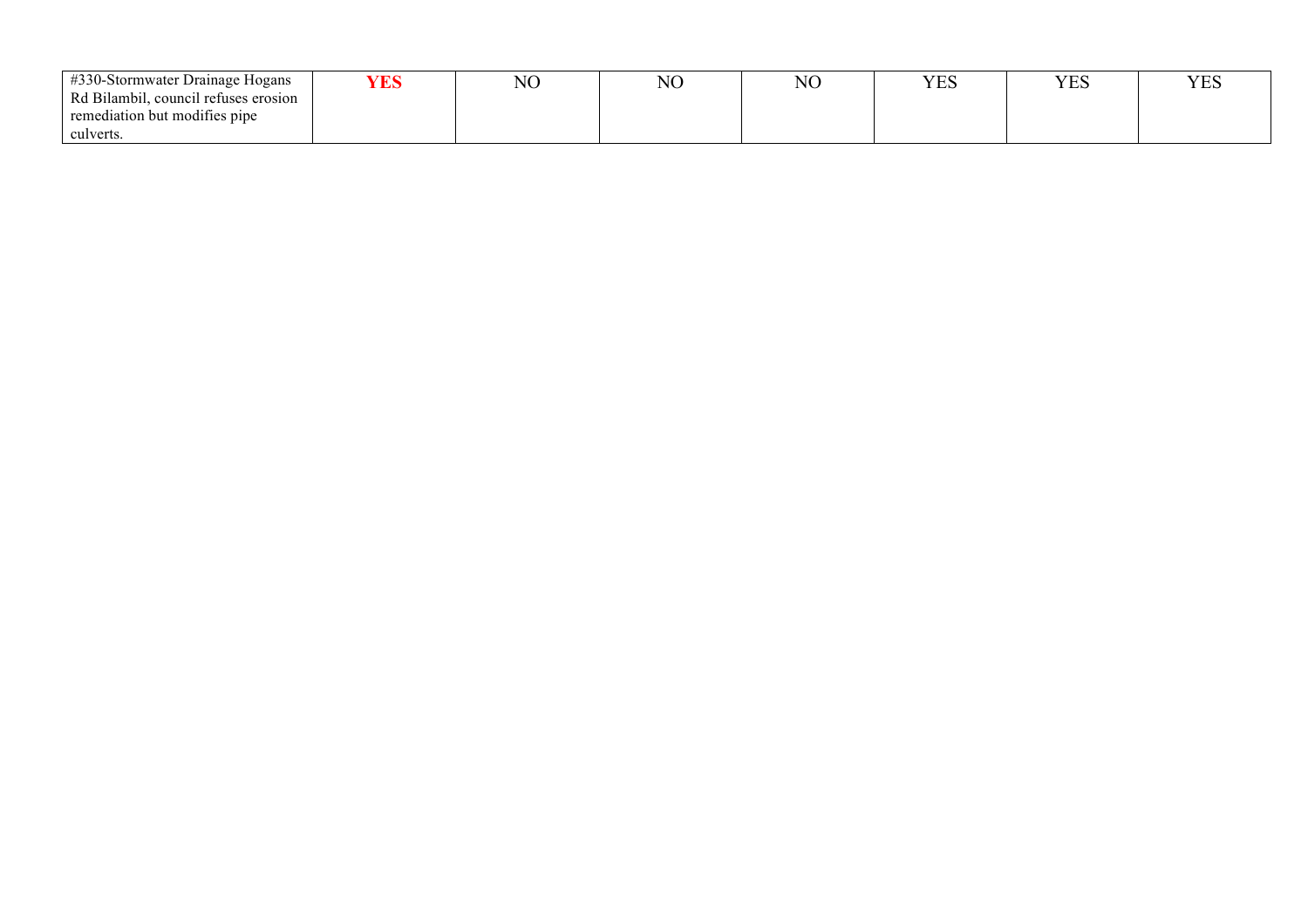| | | | | | | |
|---|---|---|---|---|---|---|
| #330-Stormwater Drainage Hogans Rd Bilambil, council refuses erosion remediation but modifies pipe culverts. | **YES** | NO | NO | NO | YES | YES | YES |

| | | | | | | | |
|---|---|---|---|---|---|---|---|
| #330-Stormwater Drainage Hogans Rd Bilambil, council refuses erosion remediation but modifies pipe culverts. | **YES** | NO | NO | NO | YES | YES | YES |